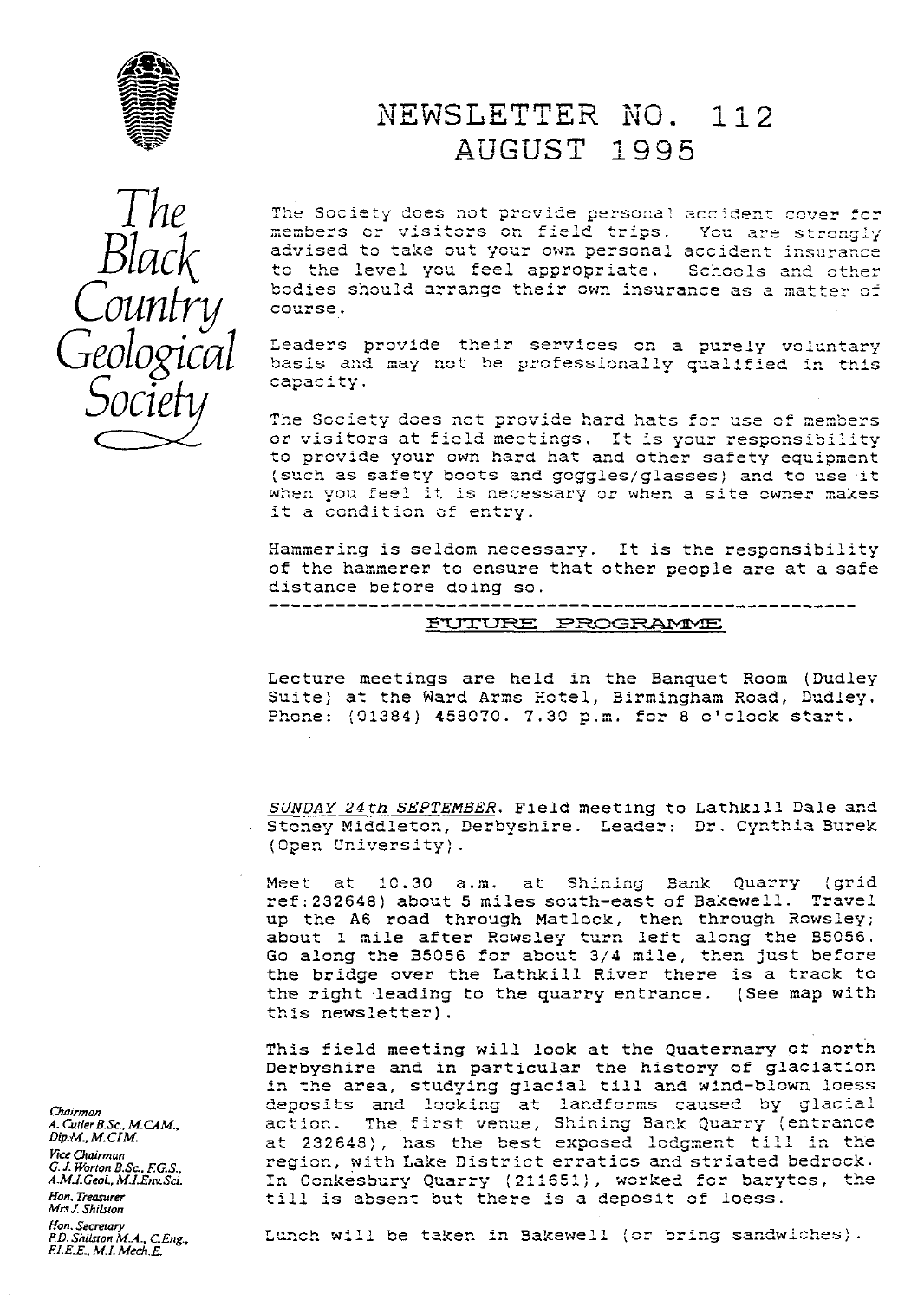# NEWSLETTER NO. 112
## AUGUST 1995

*The Black Country Geological Society*

The Society does not provide personal accident cover for members or visitors on field trips. You are strongly advised to take out your own personal accident insurance to the level you feel appropriate. Schools and other bodies should arrange their own insurance as a matter of course.

Leaders provide their services on a purely voluntary basis and may not be professionally qualified in this capacity.

The Society does not provide hard hats for use of members or visitors at field meetings. It is your responsibility to provide your own hard hat and other safety equipment (such as safety boots and goggles/glasses) and to use it when you feel it is necessary or when a site owner makes it a condition of entry.

Hammering is seldom necessary. It is the responsibility of the hammerer to ensure that other people are at a safe distance before doing so.

---

## FUTURE PROGRAMME

Lecture meetings are held in the Banquet Room (Dudley Suite) at the Ward Arms Hotel, Birmingham Road, Dudley. Phone: (01384) 458070. 7.30 p.m. for 8 o'clock start.

*SUNDAY 24th SEPTEMBER*. Field meeting to Lathkill Dale and Stoney Middleton, Derbyshire. Leader: Dr. Cynthia Burek (Open University).

Meet at 10.30 a.m. at Shining Bank Quarry (grid ref:232648) about 5 miles south-east of Bakewell. Travel up the A6 road through Matlock, then through Rowsley; about 1 mile after Rowsley turn left along the B5056. Go along the B5056 for about 3/4 mile, then just before the bridge over the Lathkill River there is a track to the right leading to the quarry entrance. (See map with this newsletter).

This field meeting will look at the Quaternary of north Derbyshire and in particular the history of glaciation in the area, studying glacial till and wind-blown loess deposits and looking at landforms caused by glacial action. The first venue, Shining Bank Quarry (entrance at 232648), has the best exposed lodgment till in the region, with Lake District erratics and striated bedrock. In Conkesbury Quarry (211651), worked for barytes, the till is absent but there is a deposit of loess.

Lunch will be taken in Bakewell (or bring sandwiches).

*Chairman*
A. Cutler B.Sc., M.CAM., Dip.M., M.CIM.

*Vice Chairman*
G. J. Worton B.Sc., F.G.S., A.M.I.Geol., M.I.Env.Sci.

*Hon. Treasurer*
Mrs J. Shilston

*Hon. Secretary*
P.D. Shilston M.A., C.Eng., F.I.E.E., M.I. Mech.E.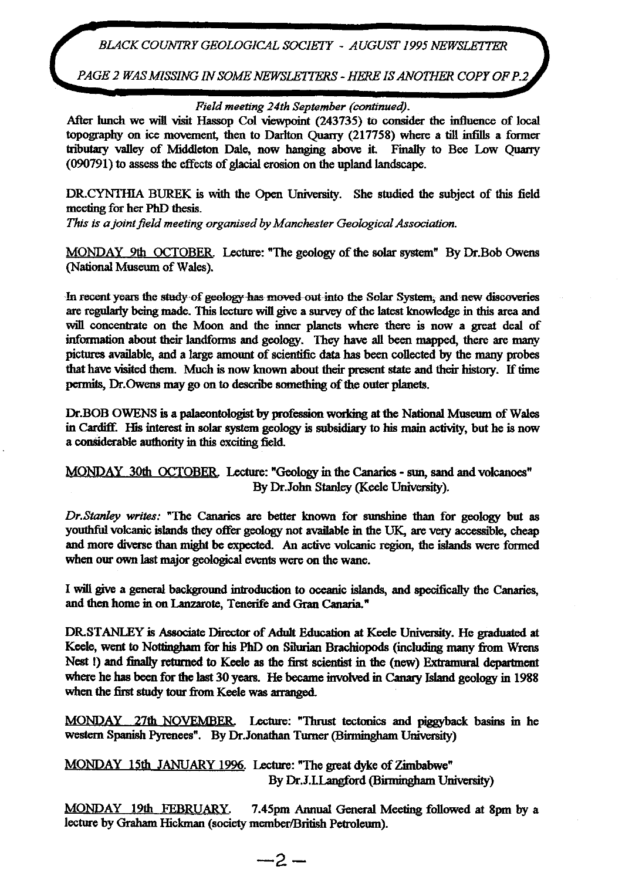*BLACK COUNTRY GEOLOGICAL SOCIETY - AUGUST 1995 NEWSLETTER*

*PAGE 2 WAS MISSING IN SOME NEWSLETTERS - HERE IS ANOTHER COPY OF P.2*

*Field meeting 24th September (continued).*

After lunch we will visit Hassop Col viewpoint (243735) to consider the influence of local topography on ice movement, then to Darlton Quarry (217758) where a till infills a former tributary valley of Middleton Dale, now hanging above it. Finally to Bee Low Quarry (090791) to assess the effects of glacial erosion on the upland landscape.

DR.CYNTHIA BUREK is with the Open University. She studied the subject of this field meeting for her PhD thesis.

*This is a joint field meeting organised by Manchester Geological Association.*

MONDAY 9th OCTOBER. Lecture: "The geology of the solar system" By Dr.Bob Owens (National Museum of Wales).

In recent years the study of geology has moved out into the Solar System, and new discoveries are regularly being made. This lecture will give a survey of the latest knowledge in this area and will concentrate on the Moon and the inner planets where there is now a great deal of information about their landforms and geology. They have all been mapped, there are many pictures available, and a large amount of scientific data has been collected by the many probes that have visited them. Much is now known about their present state and their history. If time permits, Dr.Owens may go on to describe something of the outer planets.

Dr.BOB OWENS is a palaeontologist by profession working at the National Museum of Wales in Cardiff. His interest in solar system geology is subsidiary to his main activity, but he is now a considerable authority in this exciting field.

MONDAY 30th OCTOBER. Lecture: "Geology in the Canaries - sun, sand and volcanoes" By Dr.John Stanley (Keele University).

*Dr.Stanley writes:* "The Canaries are better known for sunshine than for geology but as youthful volcanic islands they offer geology not available in the UK, are very accessible, cheap and more diverse than might be expected. An active volcanic region, the islands were formed when our own last major geological events were on the wane.

I will give a general background introduction to oceanic islands, and specifically the Canaries, and then home in on Lanzarote, Tenerife and Gran Canaria."

DR.STANLEY is Associate Director of Adult Education at Keele University. He graduated at Keele, went to Nottingham for his PhD on Silurian Brachiopods (including many from Wrens Nest !) and finally returned to Keele as the first scientist in the (new) Extramural department where he has been for the last 30 years. He became involved in Canary Island geology in 1988 when the first study tour from Keele was arranged.

MONDAY 27th NOVEMBER. Lecture: "Thrust tectonics and piggyback basins in he western Spanish Pyrenees". By Dr.Jonathan Turner (Birmingham University)

MONDAY 15th JANUARY 1996. Lecture: "The great dyke of Zimbabwe" By Dr.J.I.Langford (Birmingham University)

MONDAY 19th FEBRUARY. 7.45pm Annual General Meeting followed at 8pm by a lecture by Graham Hickman (society member/British Petroleum).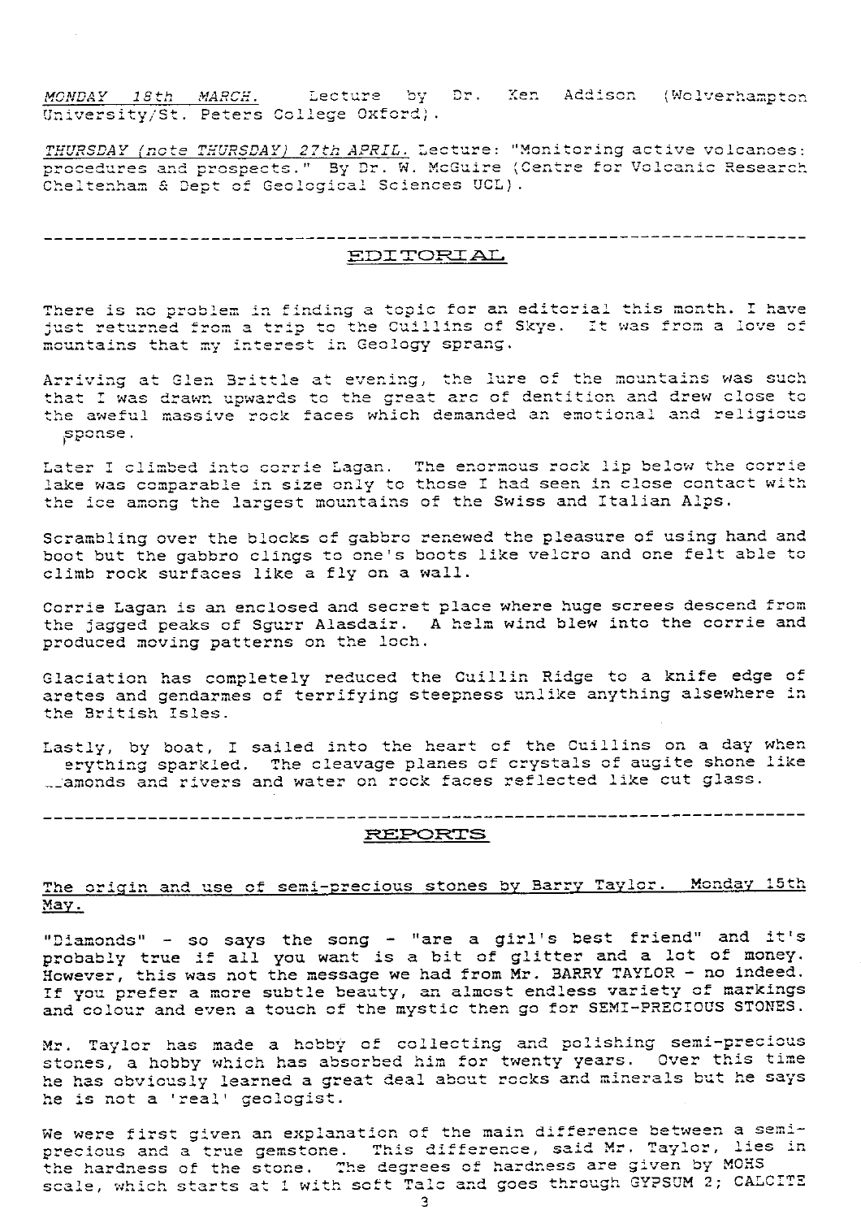*MONDAY 18th MARCH.* Lecture by Dr. Ken Addison (Wolverhampton University/St. Peters College Oxford).

*THURSDAY (note THURSDAY) 27th APRIL.* Lecture: "Monitoring active volcanoes: procedures and prospects." By Dr. W. McGuire (Centre for Volcanic Research Cheltenham & Dept of Geological Sciences UCL).

---

## EDITORIAL

There is no problem in finding a topic for an editorial this month. I have just returned from a trip to the Cuillins of Skye. It was from a love of mountains that my interest in Geology sprang.

Arriving at Glen Brittle at evening, the lure of the mountains was such that I was drawn upwards to the great arc of dentition and drew close to the aweful massive rock faces which demanded an emotional and religious response.

Later I climbed into corrie Lagan. The enormous rock lip below the corrie lake was comparable in size only to those I had seen in close contact with the ice among the largest mountains of the Swiss and Italian Alps.

Scrambling over the blocks of gabbro renewed the pleasure of using hand and boot but the gabbro clings to one's boots like velcro and one felt able to climb rock surfaces like a fly on a wall.

Corrie Lagan is an enclosed and secret place where huge screes descend from the jagged peaks of Sgurr Alasdair. A helm wind blew into the corrie and produced moving patterns on the loch.

Glaciation has completely reduced the Cuillin Ridge to a knife edge of aretes and gendarmes of terrifying steepness unlike anything alsewhere in the British Isles.

Lastly, by boat, I sailed into the heart of the Cuillins on a day when everything sparkled. The cleavage planes of crystals of augite shone like diamonds and rivers and water on rock faces reflected like cut glass.

---

## REPORTS

The origin and use of semi-precious stones by Barry Taylor. Monday 15th May.

"Diamonds" - so says the song - "are a girl's best friend" and it's probably true if all you want is a bit of glitter and a lot of money. However, this was not the message we had from Mr. BARRY TAYLOR - no indeed. If you prefer a more subtle beauty, an almost endless variety of markings and colour and even a touch of the mystic then go for SEMI-PRECIOUS STONES.

Mr. Taylor has made a hobby of collecting and polishing semi-precious stones, a hobby which has absorbed him for twenty years. Over this time he has obviously learned a great deal about rocks and minerals but he says he is not a 'real' geologist.

We were first given an explanation of the main difference between a semi-precious and a true gemstone. This difference, said Mr. Taylor, lies in the hardness of the stone. The degrees of hardness are given by MOHS scale, which starts at 1 with soft Talc and goes through GYPSUM 2; CALCITE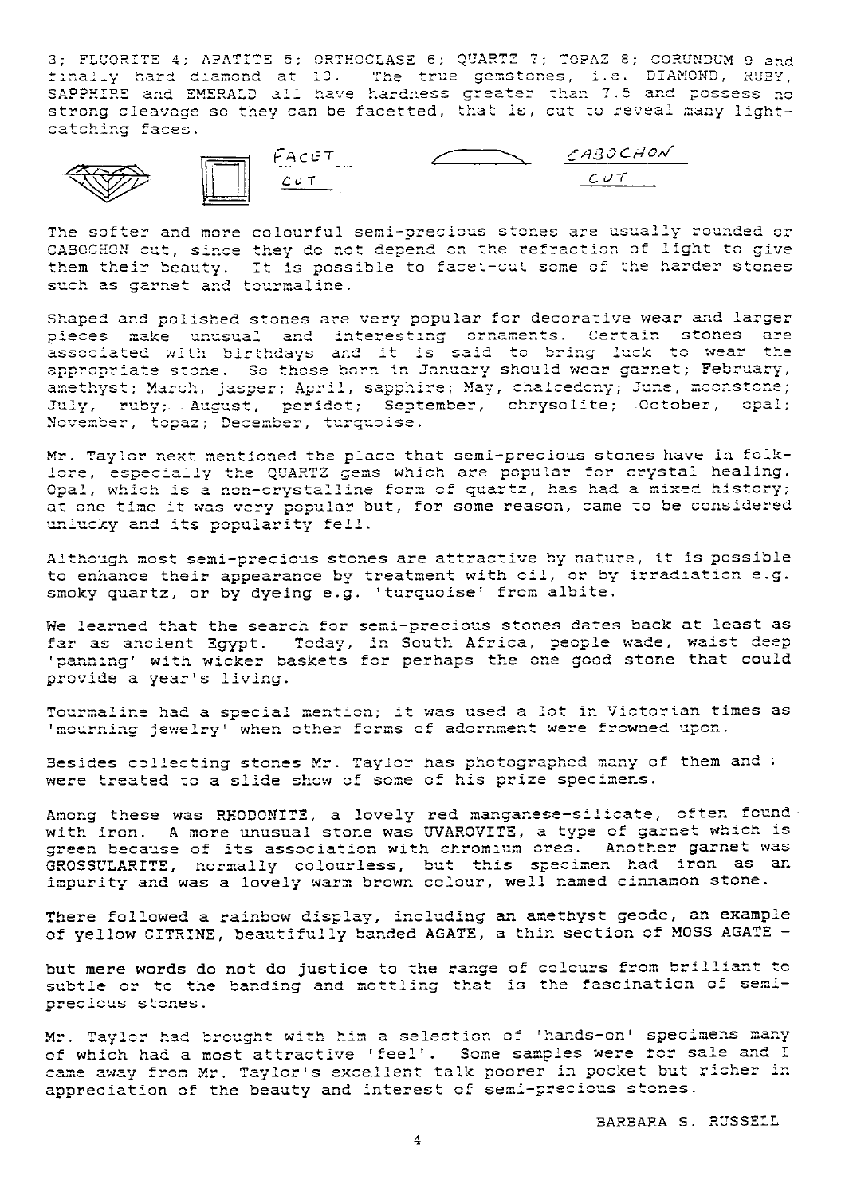3; FLUORITE 4; APATITE 5; ORTHOCLASE 6; QUARTZ 7; TOPAZ 8; CORUNDUM 9 and finally hard diamond at 10. The true gemstones, i.e. DIAMOND, RUBY, SAPPHIRE and EMERALD all have hardness greater than 7.5 and possess no strong cleavage so they can be facetted, that is, cut to reveal many light-catching faces.

FACET CUT — CABOCHON CUT

The softer and more colourful semi-precious stones are usually rounded or CABOCHON cut, since they do not depend on the refraction of light to give them their beauty. It is possible to facet-cut some of the harder stones such as garnet and tourmaline.

Shaped and polished stones are very popular for decorative wear and larger pieces make unusual and interesting ornaments. Certain stones are associated with birthdays and it is said to bring luck to wear the appropriate stone. So those born in January should wear garnet; February, amethyst; March, jasper; April, sapphire; May, chalcedony; June, moonstone; July, ruby; August, peridot; September, chrysolite; October, opal; November, topaz; December, turquoise.

Mr. Taylor next mentioned the place that semi-precious stones have in folk-lore, especially the QUARTZ gems which are popular for crystal healing. Opal, which is a non-crystalline form of quartz, has had a mixed history; at one time it was very popular but, for some reason, came to be considered unlucky and its popularity fell.

Although most semi-precious stones are attractive by nature, it is possible to enhance their appearance by treatment with oil, or by irradiation e.g. smoky quartz, or by dyeing e.g. 'turquoise' from albite.

We learned that the search for semi-precious stones dates back at least as far as ancient Egypt. Today, in South Africa, people wade, waist deep 'panning' with wicker baskets for perhaps the one good stone that could provide a year's living.

Tourmaline had a special mention; it was used a lot in Victorian times as 'mourning jewelry' when other forms of adornment were frowned upon.

Besides collecting stones Mr. Taylor has photographed many of them and we were treated to a slide show of some of his prize specimens.

Among these was RHODONITE, a lovely red manganese-silicate, often found with iron. A more unusual stone was UVAROVITE, a type of garnet which is green because of its association with chromium ores. Another garnet was GROSSULARITE, normally colourless, but this specimen had iron as an impurity and was a lovely warm brown colour, well named cinnamon stone.

There followed a rainbow display, including an amethyst geode, an example of yellow CITRINE, beautifully banded AGATE, a thin section of MOSS AGATE -

but mere words do not do justice to the range of colours from brilliant to subtle or to the banding and mottling that is the fascination of semi-precious stones.

Mr. Taylor had brought with him a selection of 'hands-on' specimens many of which had a most attractive 'feel'. Some samples were for sale and I came away from Mr. Taylor's excellent talk poorer in pocket but richer in appreciation of the beauty and interest of semi-precious stones.

BARBARA S. RUSSELL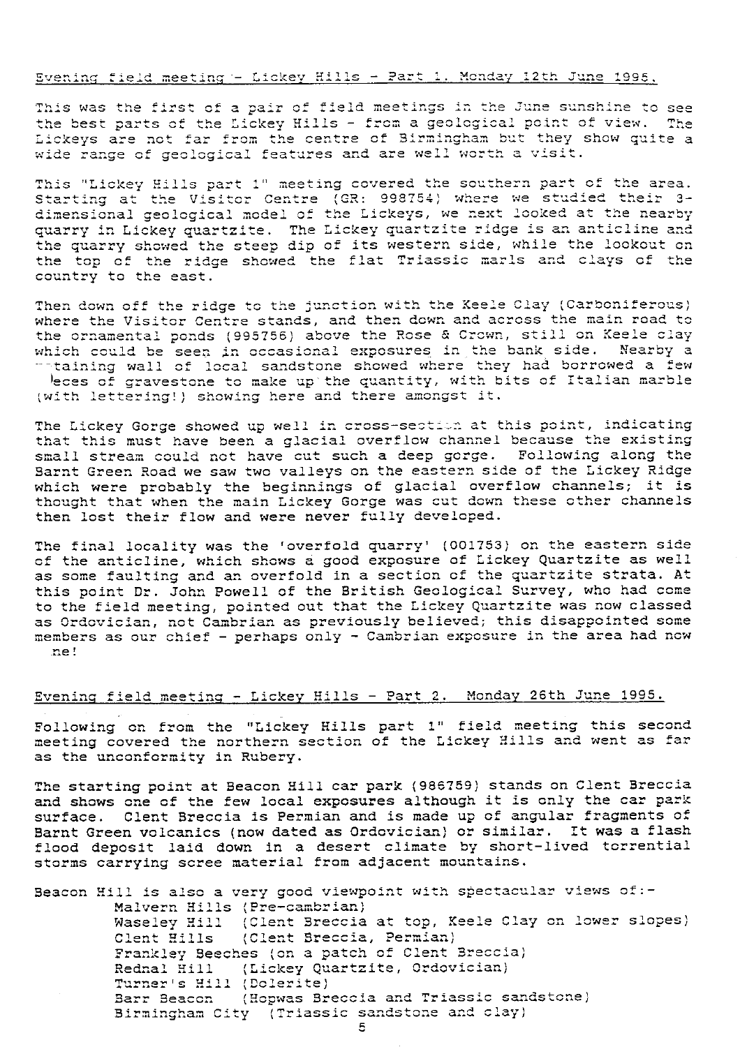## Evening field meeting - Lickey Hills - Part 1. Monday 12th June 1995.

This was the first of a pair of field meetings in the June sunshine to see the best parts of the Lickey Hills - from a geological point of view. The Lickeys are not far from the centre of Birmingham but they show quite a wide range of geological features and are well worth a visit.

This "Lickey Hills part 1" meeting covered the southern part of the area. Starting at the Visitor Centre (GR: 998754) where we studied their 3-dimensional geological model of the Lickeys, we next looked at the nearby quarry in Lickey quartzite. The Lickey quartzite ridge is an anticline and the quarry showed the steep dip of its western side, while the lookout on the top of the ridge showed the flat Triassic marls and clays of the country to the east.

Then down off the ridge to the junction with the Keele Clay (Carboniferous) where the Visitor Centre stands, and then down and across the main road to the ornamental ponds (995756) above the Rose & Crown, still on Keele clay which could be seen in occasional exposures in the bank side. Nearby a retaining wall of local sandstone showed where they had borrowed a few pieces of gravestone to make up the quantity, with bits of Italian marble (with lettering!) showing here and there amongst it.

The Lickey Gorge showed up well in cross-section at this point, indicating that this must have been a glacial overflow channel because the existing small stream could not have cut such a deep gorge. Following along the Barnt Green Road we saw two valleys on the eastern side of the Lickey Ridge which were probably the beginnings of glacial overflow channels; it is thought that when the main Lickey Gorge was cut down these other channels then lost their flow and were never fully developed.

The final locality was the 'overfold quarry' (001753) on the eastern side of the anticline, which shows a good exposure of Lickey Quartzite as well as some faulting and an overfold in a section of the quartzite strata. At this point Dr. John Powell of the British Geological Survey, who had come to the field meeting, pointed out that the Lickey Quartzite was now classed as Ordovician, not Cambrian as previously believed; this disappointed some members as our chief - perhaps only - Cambrian exposure in the area had now gone!

## Evening field meeting - Lickey Hills - Part 2. Monday 26th June 1995.

Following on from the "Lickey Hills part 1" field meeting this second meeting covered the northern section of the Lickey Hills and went as far as the unconformity in Rubery.

The starting point at Beacon Hill car park (986759) stands on Clent Breccia and shows one of the few local exposures although it is only the car park surface. Clent Breccia is Permian and is made up of angular fragments of Barnt Green volcanics (now dated as Ordovician) or similar. It was a flash flood deposit laid down in a desert climate by short-lived torrential storms carrying scree material from adjacent mountains.

Beacon Hill is also a very good viewpoint with spectacular views of:-

- Malvern Hills (Pre-cambrian)
- Waseley Hill (Clent Breccia at top, Keele Clay on lower slopes)
- Clent Hills (Clent Breccia, Permian)
- Frankley Beeches (on a patch of Clent Breccia)
- Rednal Hill (Lickey Quartzite, Ordovician)
- Turner's Hill (Dolerite)
- Barr Beacon (Hopwas Breccia and Triassic sandstone)
- Birmingham City (Triassic sandstone and clay)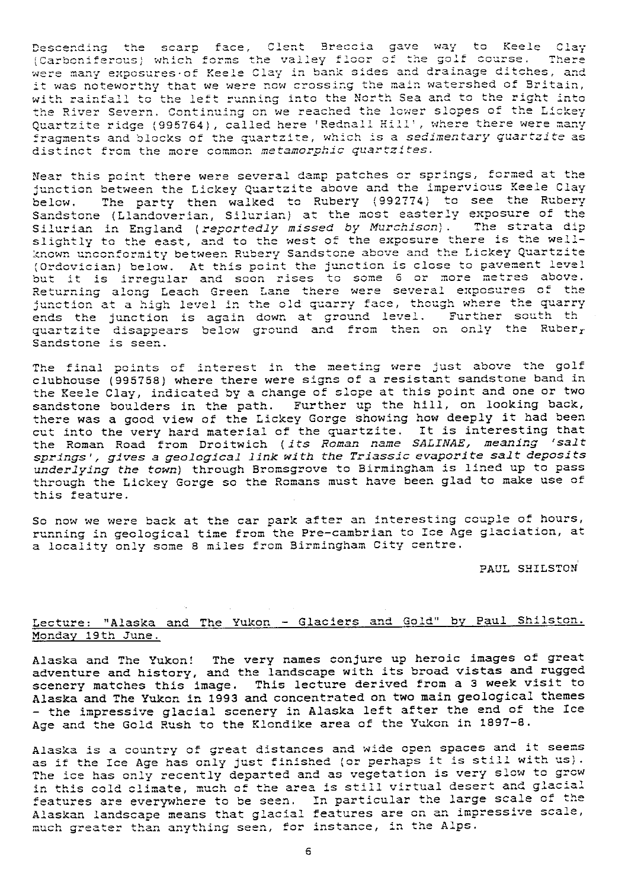Descending the scarp face, Clent Breccia gave way to Keele Clay (Carboniferous) which forms the valley floor of the golf course. There were many exposures of Keele Clay in bank sides and drainage ditches, and it was noteworthy that we were now crossing the main watershed of Britain, with rainfall to the left running into the North Sea and to the right into the River Severn. Continuing on we reached the lower slopes of the Lickey Quartzite ridge (995764), called here 'Rednall Hill', where there were many fragments and blocks of the quartzite, which is a *sedimentary quartzite* as distinct from the more common *metamorphic quartzites*.

Near this point there were several damp patches or springs, formed at the junction between the Lickey Quartzite above and the impervious Keele Clay below. The party then walked to Rubery (992774) to see the Rubery Sandstone (Llandoverian, Silurian) at the most easterly exposure of the Silurian in England (*reportedly missed by Murchison*). The strata dip slightly to the east, and to the west of the exposure there is the well-known unconformity between Rubery Sandstone above and the Lickey Quartzite (Ordovician) below. At this point the junction is close to pavement level but it is irregular and soon rises to some 6 or more metres above. Returning along Leach Green Lane there were several exposures of the junction at a high level in the old quarry face, though where the quarry ends the junction is again down at ground level. Further south th quartzite disappears below ground and from then on only the Rubery Sandstone is seen.

The final points of interest in the meeting were just above the golf clubhouse (995758) where there were signs of a resistant sandstone band in the Keele Clay, indicated by a change of slope at this point and one or two sandstone boulders in the path. Further up the hill, on looking back, there was a good view of the Lickey Gorge showing how deeply it had been cut into the very hard material of the quartzite. It is interesting that the Roman Road from Droitwich (*its Roman name SALINAE, meaning 'salt springs', gives a geological link with the Triassic evaporite salt deposits underlying the town*) through Bromsgrove to Birmingham is lined up to pass through the Lickey Gorge so the Romans must have been glad to make use of this feature.

So now we were back at the car park after an interesting couple of hours, running in geological time from the Pre-cambrian to Ice Age glaciation, at a locality only some 8 miles from Birmingham City centre.

PAUL SHILSTON

## Lecture: "Alaska and The Yukon - Glaciers and Gold" by Paul Shilston. Monday 19th June.

Alaska and The Yukon! The very names conjure up heroic images of great adventure and history, and the landscape with its broad vistas and rugged scenery matches this image. This lecture derived from a 3 week visit to Alaska and The Yukon in 1993 and concentrated on two main geological themes - the impressive glacial scenery in Alaska left after the end of the Ice Age and the Gold Rush to the Klondike area of the Yukon in 1897-8.

Alaska is a country of great distances and wide open spaces and it seems as if the Ice Age has only just finished (or perhaps it is still with us). The ice has only recently departed and as vegetation is very slow to grow in this cold climate, much of the area is still virtual desert and glacial features are everywhere to be seen. In particular the large scale of the Alaskan landscape means that glacial features are on an impressive scale, much greater than anything seen, for instance, in the Alps.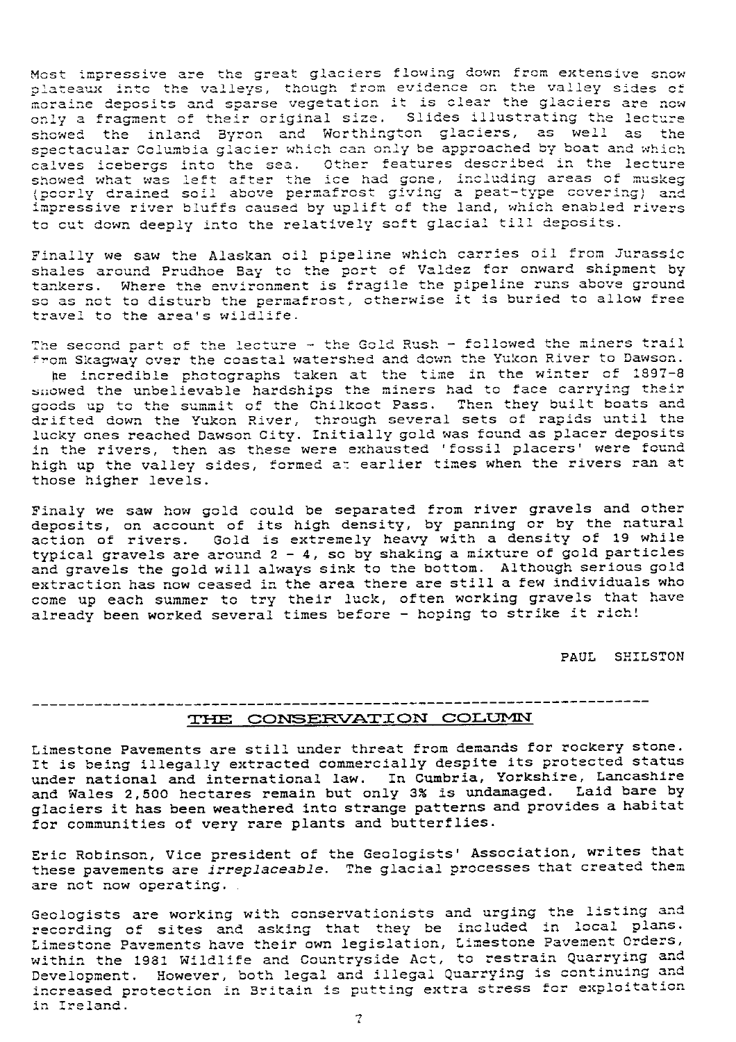Most impressive are the great glaciers flowing down from extensive snow plateaux into the valleys, though from evidence on the valley sides of moraine deposits and sparse vegetation it is clear the glaciers are now only a fragment of their original size. Slides illustrating the lecture showed the inland Byron and Worthington glaciers, as well as the spectacular Columbia glacier which can only be approached by boat and which calves icebergs into the sea. Other features described in the lecture showed what was left after the ice had gone, including areas of muskeg (poorly drained soil above permafrost giving a peat-type covering) and impressive river bluffs caused by uplift of the land, which enabled rivers to cut down deeply into the relatively soft glacial till deposits.

Finally we saw the Alaskan oil pipeline which carries oil from Jurassic shales around Prudhoe Bay to the port of Valdez for onward shipment by tankers. Where the environment is fragile the pipeline runs above ground so as not to disturb the permafrost, otherwise it is buried to allow free travel to the area's wildlife.

The second part of the lecture - the Gold Rush - followed the miners trail from Skagway over the coastal watershed and down the Yukon River to Dawson. The incredible photographs taken at the time in the winter of 1897-8 showed the unbelievable hardships the miners had to face carrying their goods up to the summit of the Chilkoot Pass. Then they built boats and drifted down the Yukon River, through several sets of rapids until the lucky ones reached Dawson City. Initially gold was found as placer deposits in the rivers, then as these were exhausted 'fossil placers' were found high up the valley sides, formed at earlier times when the rivers ran at those higher levels.

Finaly we saw how gold could be separated from river gravels and other deposits, on account of its high density, by panning or by the natural action of rivers. Gold is extremely heavy with a density of 19 while typical gravels are around 2 - 4, so by shaking a mixture of gold particles and gravels the gold will always sink to the bottom. Although serious gold extraction has now ceased in the area there are still a few individuals who come up each summer to try their luck, often working gravels that have already been worked several times before - hoping to strike it rich!

PAUL SHILSTON

---

## THE CONSERVATION COLUMN

Limestone Pavements are still under threat from demands for rockery stone. It is being illegally extracted commercially despite its protected status under national and international law. In Cumbria, Yorkshire, Lancashire and Wales 2,500 hectares remain but only 3% is undamaged. Laid bare by glaciers it has been weathered into strange patterns and provides a habitat for communities of very rare plants and butterflies.

Eric Robinson, Vice president of the Geologists' Association, writes that these pavements are *irreplaceable*. The glacial processes that created them are not now operating.

Geologists are working with conservationists and urging the listing and recording of sites and asking that they be included in local plans. Limestone Pavements have their own legislation, Limestone Pavement Orders, within the 1981 Wildlife and Countryside Act, to restrain Quarrying and Development. However, both legal and illegal Quarrying is continuing and increased protection in Britain is putting extra stress for exploitation in Ireland.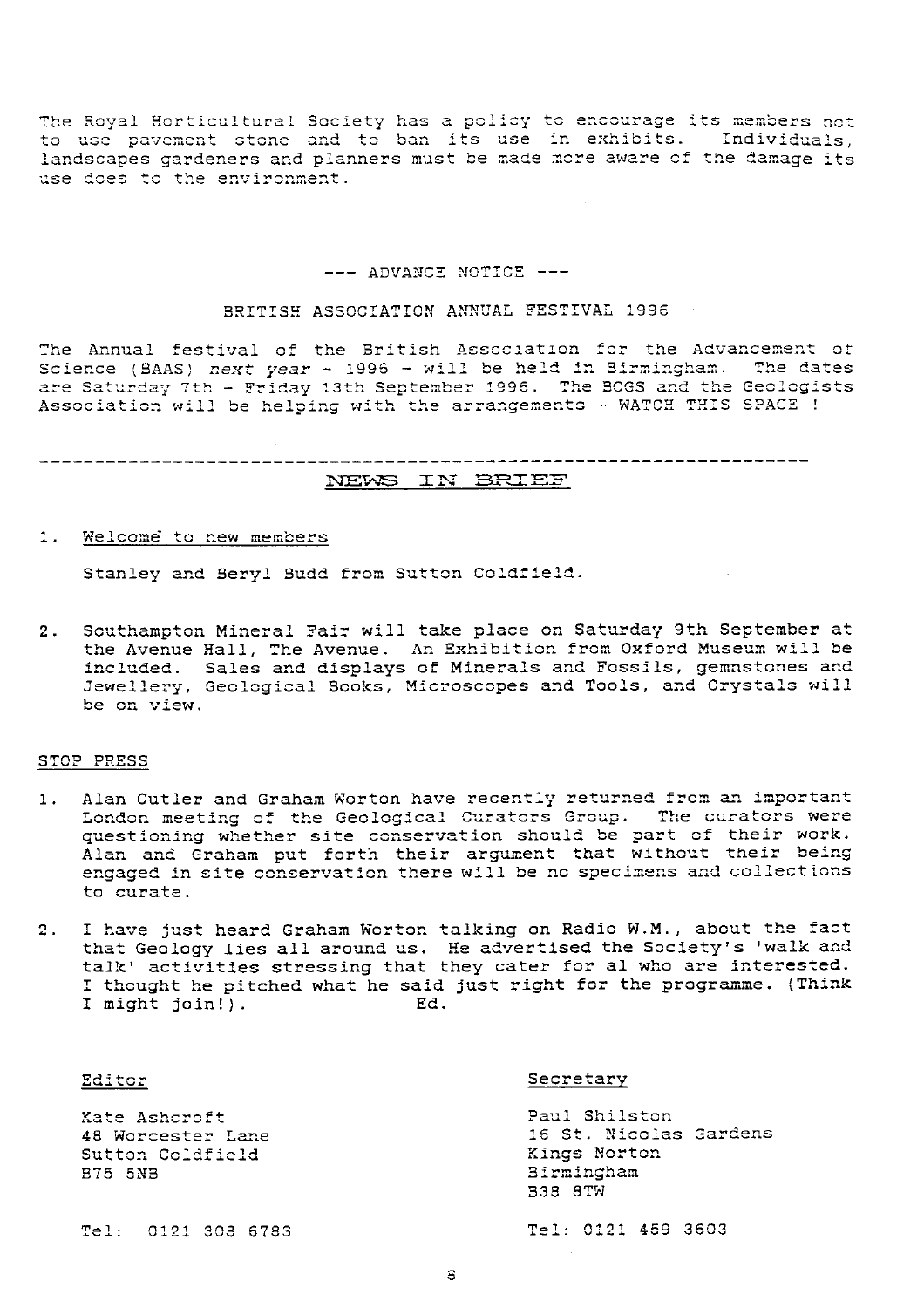The Royal Horticultural Society has a policy to encourage its members not to use pavement stone and to ban its use in exhibits. Individuals, landscapes gardeners and planners must be made more aware of the damage its use does to the environment.

--- ADVANCE NOTICE ---

BRITISH ASSOCIATION ANNUAL FESTIVAL 1996

The Annual festival of the British Association for the Advancement of Science (BAAS) *next year* - 1996 - will be held in Birmingham. The dates are Saturday 7th - Friday 13th September 1996. The BCGS and the Geologists Association will be helping with the arrangements - WATCH THIS SPACE !

---

## NEWS IN BRIEF

1. Welcome to new members

   Stanley and Beryl Budd from Sutton Coldfield.

2. Southampton Mineral Fair will take place on Saturday 9th September at the Avenue Hall, The Avenue. An Exhibition from Oxford Museum will be included. Sales and displays of Minerals and Fossils, gemnstones and Jewellery, Geological Books, Microscopes and Tools, and Crystals will be on view.

### STOP PRESS

1. Alan Cutler and Graham Worton have recently returned from an important London meeting of the Geological Curators Group. The curators were questioning whether site conservation should be part of their work. Alan and Graham put forth their argument that without their being engaged in site conservation there will be no specimens and collections to curate.

2. I have just heard Graham Worton talking on Radio W.M., about the fact that Geology lies all around us. He advertised the Society's 'walk and talk' activities stressing that they cater for al who are interested. I thought he pitched what he said just right for the programme. (Think I might join!). Ed.

Editor

Kate Ashcroft
48 Worcester Lane
Sutton Coldfield
B75 5NB

Tel: 0121 308 6783

Secretary

Paul Shilston
16 St. Nicolas Gardens
Kings Norton
Birmingham
B38 8TW

Tel: 0121 459 3603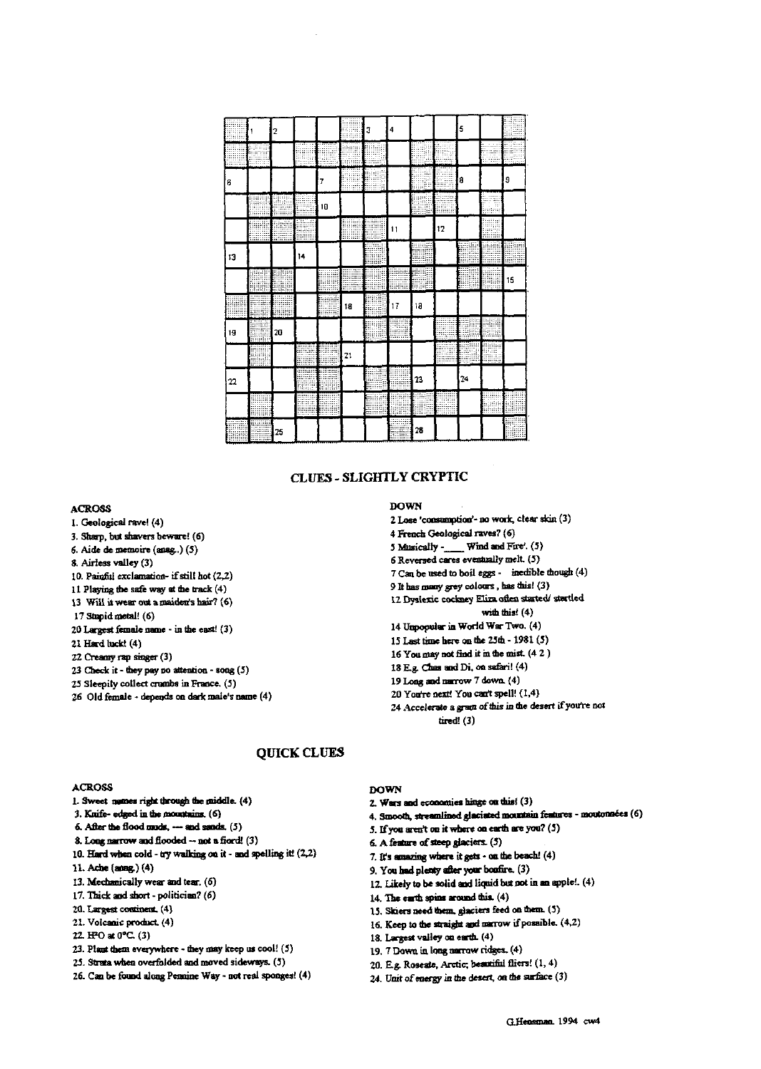## CLUES - SLIGHTLY CRYPTIC

### ACROSS

1. Geological rave! (4)
3. Sharp, but shavers beware! (6)
6. Aide de memoire (anag..) (5)
8. Airless valley (3)
10. Painful exclamation- if still hot (2,2)
11. Playing the safe way at the track (4)
13. Will it wear out a maiden's hair? (6)
17. Stupid metal! (6)
20. Largest female name - in the east! (3)
21. Hard luck! (4)
22. Creamy rap singer (3)
23. Check it - they pay no attention - song (5)
25. Sleepily collect crumbs in France. (5)
26. Old female - depends on dark male's name (4)

### DOWN

2. Lose 'consumption'- no work, clear skin (3)
4. French Geological raves? (6)
5. Musically - ____ Wind and Fire'. (5)
6. Reversed cares eventually melt. (5)
7. Can be used to boil eggs - inedible though (4)
9. It has many grey colours, has this! (3)
12. Dyslexic cockney Eliza often started/ startled with this! (4)
14. Unpopular in World War Two. (4)
15. Last time here on the 25th - 1981 (5)
16. You may not find it in the mist. (4 2)
18. E.g. Chas and Di, on safari! (4)
19. Long and narrow 7 down. (4)
20. You're next! You can't spell! (1,4)
24. Accelerate a gram of this in the desert if you're not tired! (3)

## QUICK CLUES

### ACROSS

1. Sweet names right through the middle. (4)
3. Knife- edged in the mountains. (6)
6. After the flood muds, — and sands. (5)
8. Long narrow and flooded -- not a fiord! (3)
10. Hard when cold - try walking on it - and spelling it! (2,2)
11. Ache (anag.) (4)
13. Mechanically wear and tear. (6)
17. Thick and short - politician? (6)
20. Largest continent. (4)
21. Volcanic product. (4)
22. $H_2O$ at 0°C. (3)
23. Plant them everywhere - they may keep us cool! (5)
25. Strata when overfolded and moved sideways. (5)
26. Can be found along Pennine Way - not real sponges! (4)

### DOWN

2. Wars and economies hinge on this! (3)
4. Smooth, streamlined glaciated mountain features - moutonnées (6)
5. If you aren't on it where on earth are you? (5)
6. A feature of steep glaciers. (5)
7. It's amazing where it gets - on the beach! (4)
9. You had plenty after your bonfire. (3)
12. Likely to be solid and liquid but not in an apple!. (4)
14. The earth spins around this. (4)
15. Skiers need them, glaciers feed on them. (5)
16. Keep to the straight and narrow if possible. (4,2)
18. Largest valley on earth. (4)
19. 7 Down in long narrow ridges. (4)
20. E.g. Roseate, Arctic, beautiful fliers! (1, 4)
24. Unit of energy in the desert, on the surface (3)

G.Hensman. 1994 cw4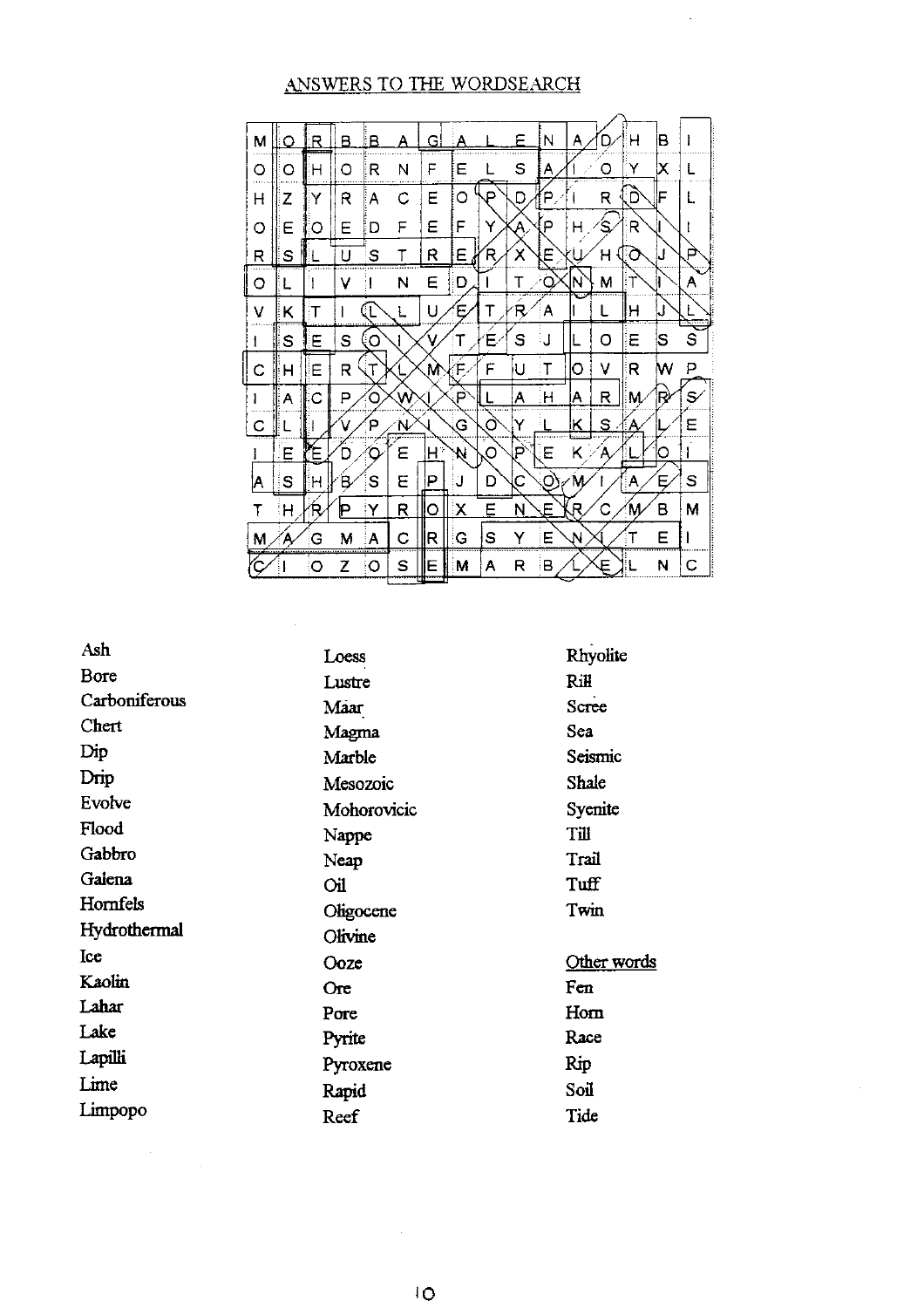ANSWERS TO THE WORDSEARCH

| | | | | | | | | | | | | | | | |
|---|---|---|---|---|---|---|---|---|---|---|---|---|---|---|---|
| M | O | R | B | B | A | G | A | L | E | N | A | D | H | B | I |
| O | O | H | O | R | N | F | E | L | S | A | I | O | Y | X | L |
| H | Z | Y | R | A | C | E | O | P | D | P | I | R | D | F | L |
| O | E | O | E | D | F | E | F | Y | A | P | H | S | R | I | I |
| R | S | L | U | S | T | R | E | R | X | E | U | H | O | J | P |
| O | L | I | V | I | N | E | D | I | T | O | N | M | T | I | A |
| V | K | T | I | L | L | U | E | T | R | A | I | L | H | J | L |
| I | S | E | S | O | I | V | T | E | S | J | L | O | E | S | S |
| C | H | E | R | T | L | M | F | F | U | T | O | V | R | W | P |
| I | A | C | P | O | W | I | P | L | A | H | A | R | M | R | S |
| C | L | I | V | P | N | I | G | O | Y | L | K | S | A | L | E |
| I | E | E | D | O | E | H | N | O | P | E | K | A | L | O | I |
| A | S | H | B | S | E | P | J | D | C | O | M | I | A | E | S |
| T | H | R | P | Y | R | O | X | E | N | E | R | C | M | B | M |
| M | A | G | M | A | C | R | G | S | Y | E | N | I | T | E | I |
| C | I | O | Z | O | S | E | M | A | R | B | L | E | L | N | C |

Ash
Bore
Carboniferous
Chert
Dip
Drip
Evolve
Flood
Gabbro
Galena
Hornfels
Hydrothermal
Ice
Kaolin
Lahar
Lake
Lapilli
Lime
Limpopo
Loess
Lustre
Maar
Magma
Marble
Mesozoic
Mohorovicic
Nappe
Neap
Oil
Oligocene
Olivine
Ooze
Ore
Pore
Pyrite
Pyroxene
Rapid
Reef
Rhyolite
Rill
Scree
Sea
Seismic
Shale
Syenite
Till
Trail
Tuff
Twin

Other words

Fen
Horn
Race
Rip
Soil
Tide